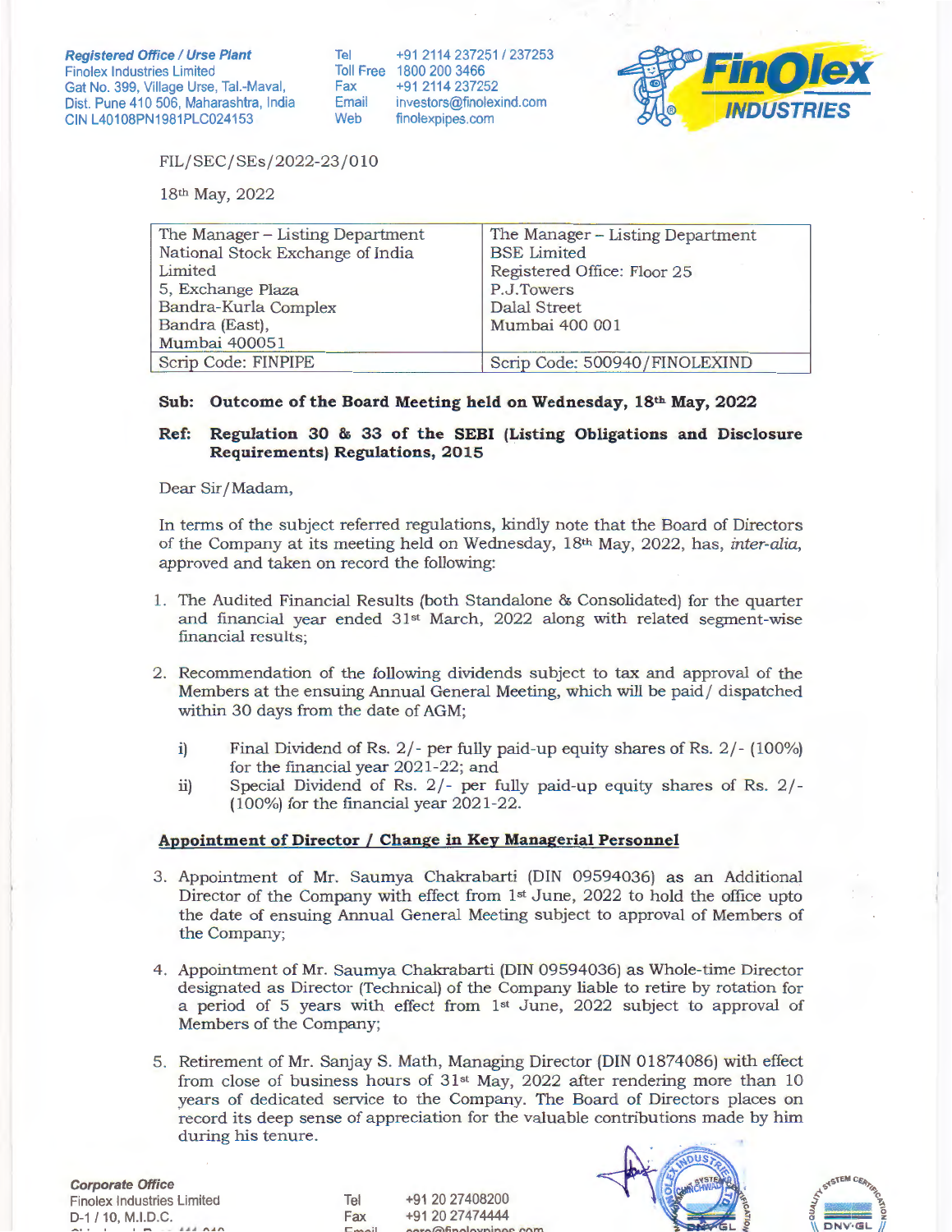**Registered Office / Urse Plant**
Finolex Industries Limited
Gat No. 399, Village Urse, Tal.-Maval,
Dist. Pune 410 506, Maharashtra, India
CIN L40108PN1981PLC024153

Tel +91 2114 237251 / 237253
Toll Free 1800 200 3466
Fax +91 2114 237252
Email investors@finolexind.com
Web finolexpipes.com

FIL/SEC/SEs/2022-23/010

18th May, 2022

| The Manager – Listing Department<br>National Stock Exchange of India Limited<br>5, Exchange Plaza<br>Bandra-Kurla Complex<br>Bandra (East),<br>Mumbai 400051 | The Manager – Listing Department<br>BSE Limited<br>Registered Office: Floor 25<br>P.J.Towers<br>Dalal Street<br>Mumbai 400 001 |
|---|---|
| Scrip Code: FINPIPE | Scrip Code: 500940/FINOLEXIND |

**Sub: Outcome of the Board Meeting held on Wednesday, 18th May, 2022**

**Ref: Regulation 30 & 33 of the SEBI (Listing Obligations and Disclosure Requirements) Regulations, 2015**

Dear Sir/Madam,

In terms of the subject referred regulations, kindly note that the Board of Directors of the Company at its meeting held on Wednesday, 18th May, 2022, has, *inter-alia*, approved and taken on record the following:

1. The Audited Financial Results (both Standalone & Consolidated) for the quarter and financial year ended 31st March, 2022 along with related segment-wise financial results;

2. Recommendation of the following dividends subject to tax and approval of the Members at the ensuing Annual General Meeting, which will be paid/ dispatched within 30 days from the date of AGM;

   i) Final Dividend of Rs. 2/- per fully paid-up equity shares of Rs. 2/- (100%) for the financial year 2021-22; and

   ii) Special Dividend of Rs. 2/- per fully paid-up equity shares of Rs. 2/- (100%) for the financial year 2021-22.

**Appointment of Director / Change in Key Managerial Personnel**

3. Appointment of Mr. Saumya Chakrabarti (DIN 09594036) as an Additional Director of the Company with effect from 1st June, 2022 to hold the office upto the date of ensuing Annual General Meeting subject to approval of Members of the Company;

4. Appointment of Mr. Saumya Chakrabarti (DIN 09594036) as Whole-time Director designated as Director (Technical) of the Company liable to retire by rotation for a period of 5 years with effect from 1st June, 2022 subject to approval of Members of the Company;

5. Retirement of Mr. Sanjay S. Math, Managing Director (DIN 01874086) with effect from close of business hours of 31st May, 2022 after rendering more than 10 years of dedicated service to the Company. The Board of Directors places on record its deep sense of appreciation for the valuable contributions made by him during his tenure.

**Corporate Office**
Finolex Industries Limited
D-1 / 10, M.I.D.C.

Tel +91 20 27408200
Fax +91 20 27474444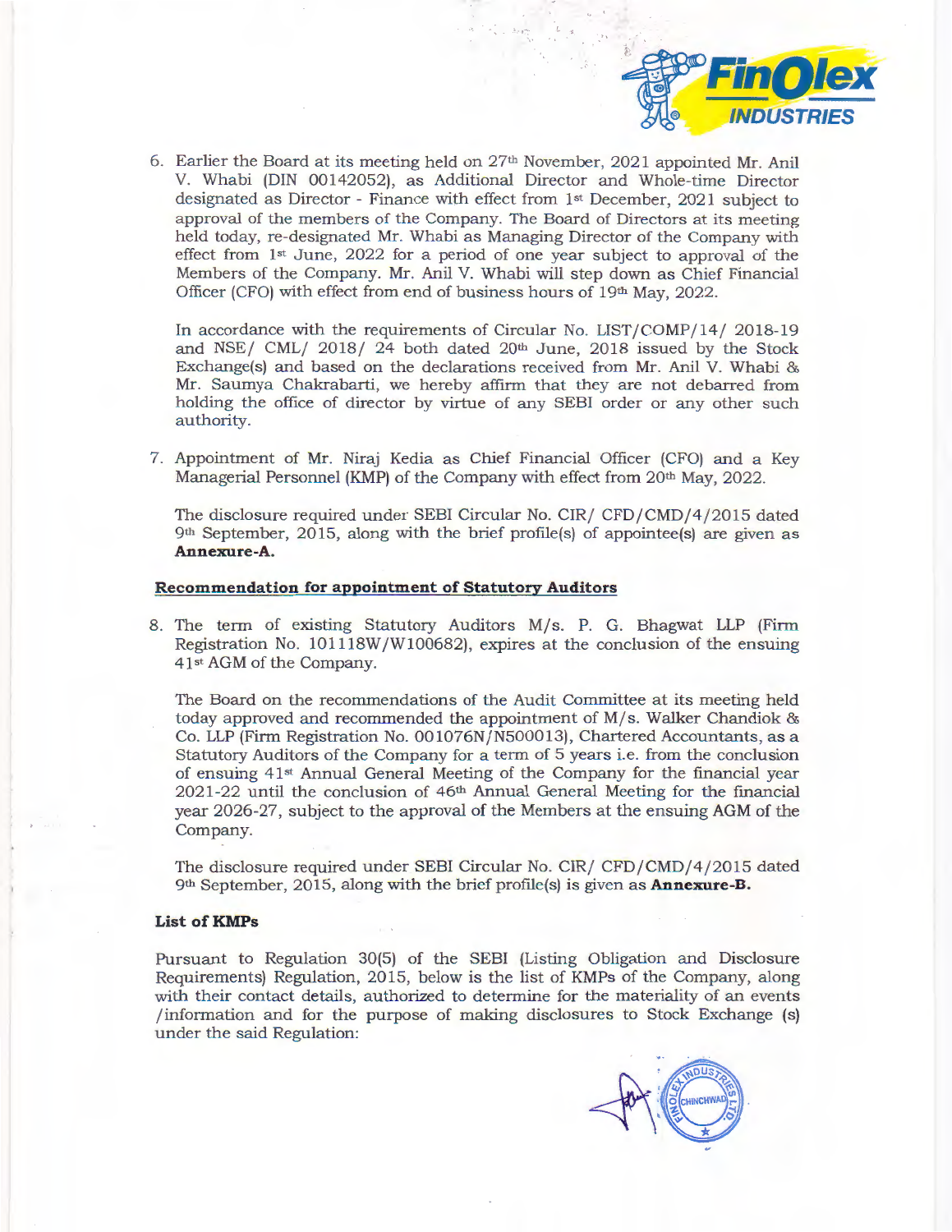6. Earlier the Board at its meeting held on 27th November, 2021 appointed Mr. Anil V. Whabi (DIN 00142052), as Additional Director and Whole-time Director designated as Director - Finance with effect from 1st December, 2021 subject to approval of the members of the Company. The Board of Directors at its meeting held today, re-designated Mr. Whabi as Managing Director of the Company with effect from 1st June, 2022 for a period of one year subject to approval of the Members of the Company. Mr. Anil V. Whabi will step down as Chief Financial Officer (CFO) with effect from end of business hours of 19th May, 2022.

   In accordance with the requirements of Circular No. LIST/COMP/14/ 2018-19 and NSE/ CML/ 2018/ 24 both dated 20th June, 2018 issued by the Stock Exchange(s) and based on the declarations received from Mr. Anil V. Whabi & Mr. Saumya Chakrabarti, we hereby affirm that they are not debarred from holding the office of director by virtue of any SEBI order or any other such authority.

7. Appointment of Mr. Niraj Kedia as Chief Financial Officer (CFO) and a Key Managerial Personnel (KMP) of the Company with effect from 20th May, 2022.

   The disclosure required under SEBI Circular No. CIR/ CFD/CMD/4/2015 dated 9th September, 2015, along with the brief profile(s) of appointee(s) are given as **Annexure-A.**

**Recommendation for appointment of Statutory Auditors**

8. The term of existing Statutory Auditors M/s. P. G. Bhagwat LLP (Firm Registration No. 101118W/W100682), expires at the conclusion of the ensuing 41st AGM of the Company.

   The Board on the recommendations of the Audit Committee at its meeting held today approved and recommended the appointment of M/s. Walker Chandiok & Co. LLP (Firm Registration No. 001076N/N500013), Chartered Accountants, as a Statutory Auditors of the Company for a term of 5 years i.e. from the conclusion of ensuing 41st Annual General Meeting of the Company for the financial year 2021-22 until the conclusion of 46th Annual General Meeting for the financial year 2026-27, subject to the approval of the Members at the ensuing AGM of the Company.

   The disclosure required under SEBI Circular No. CIR/ CFD/CMD/4/2015 dated 9th September, 2015, along with the brief profile(s) is given as **Annexure-B.**

**List of KMPs**

Pursuant to Regulation 30(5) of the SEBI (Listing Obligation and Disclosure Requirements) Regulation, 2015, below is the list of KMPs of the Company, along with their contact details, authorized to determine for the materiality of an events /information and for the purpose of making disclosures to Stock Exchange (s) under the said Regulation: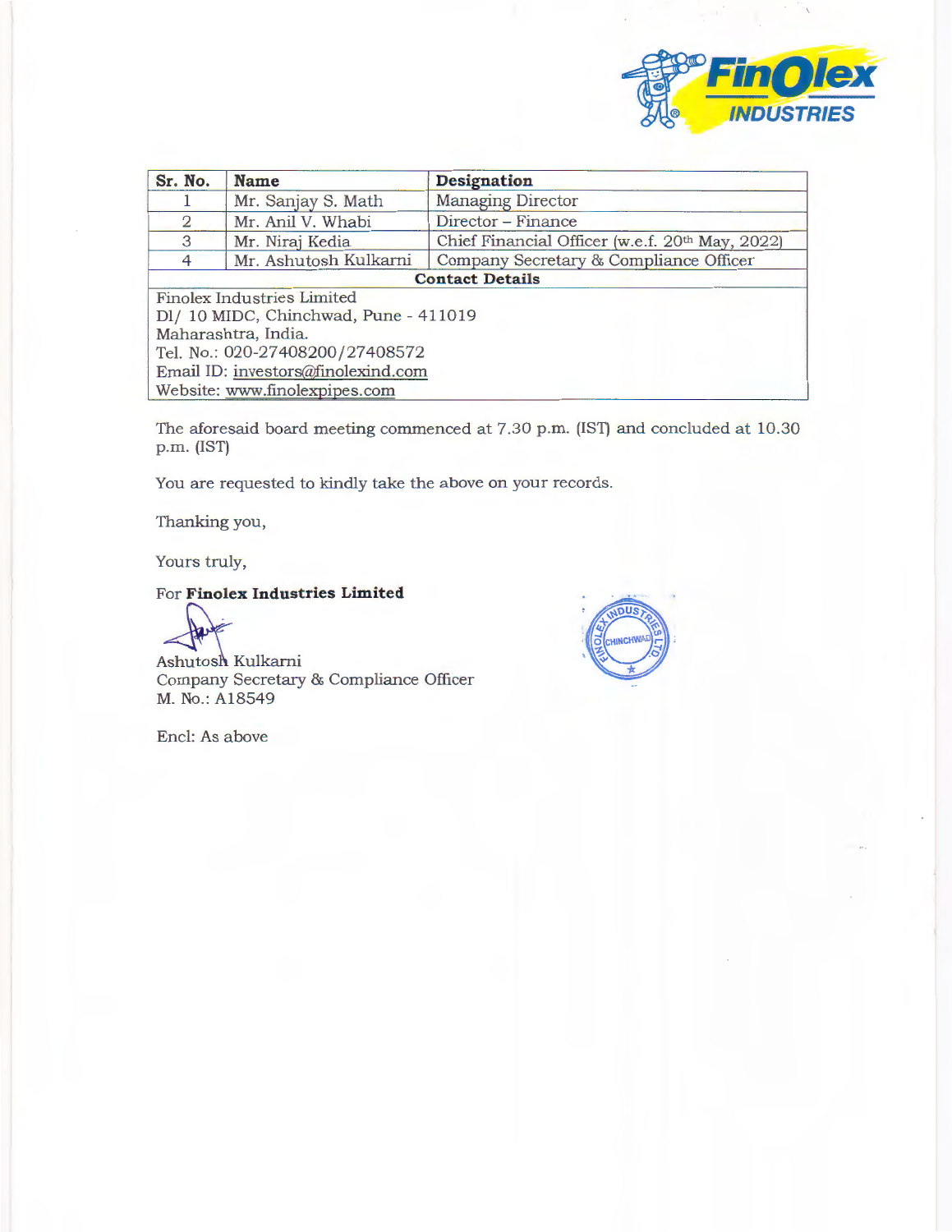| Sr. No. | Name | Designation |
|---|---|---|
| 1 | Mr. Sanjay S. Math | Managing Director |
| 2 | Mr. Anil V. Whabi | Director – Finance |
| 3 | Mr. Niraj Kedia | Chief Financial Officer (w.e.f. 20th May, 2022) |
| 4 | Mr. Ashutosh Kulkarni | Company Secretary & Compliance Officer |

**Contact Details**

Finolex Industries Limited
D1/ 10 MIDC, Chinchwad, Pune - 411019
Maharashtra, India.
Tel. No.: 020-27408200/27408572
Email ID: investors@finolexind.com
Website: www.finolexpipes.com

The aforesaid board meeting commenced at 7.30 p.m. (IST) and concluded at 10.30 p.m. (IST)

You are requested to kindly take the above on your records.

Thanking you,

Yours truly,

For **Finolex Industries Limited**

Ashutosh Kulkarni
Company Secretary & Compliance Officer
M. No.: A18549

Encl: As above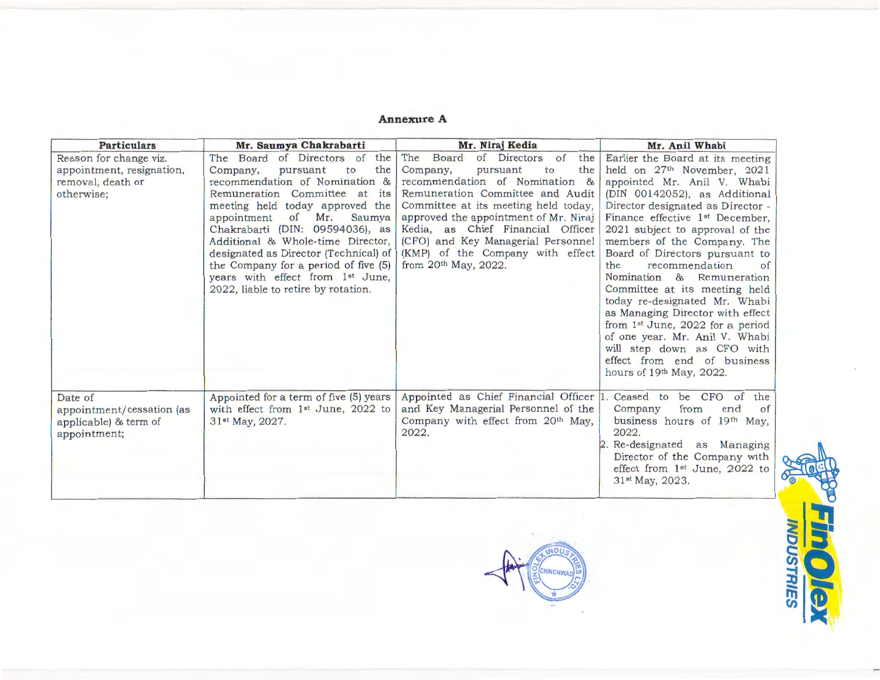## Annexure A

| Particulars | Mr. Saumya Chakrabarti | Mr. Niraj Kedia | Mr. Anil Whabi |
|---|---|---|---|
| Reason for change viz. appointment, resignation, removal, death or otherwise; | The Board of Directors of the Company, pursuant to the recommendation of Nomination & Remuneration Committee at its meeting held today approved the appointment of Mr. Saumya Chakrabarti (DIN: 09594036), as Additional & Whole-time Director, designated as Director (Technical) of the Company for a period of five (5) years with effect from 1st June, 2022, liable to retire by rotation. | The Board of Directors of the Company, pursuant to the recommendation of Nomination & Remuneration Committee and Audit Committee at its meeting held today, approved the appointment of Mr. Niraj Kedia, as Chief Financial Officer (CFO) and Key Managerial Personnel (KMP) of the Company with effect from 20th May, 2022. | Earlier the Board at its meeting held on 27th November, 2021 appointed Mr. Anil V. Whabi (DIN 00142052), as Additional Director designated as Director - Finance effective 1st December, 2021 subject to approval of the members of the Company. The Board of Directors pursuant to the recommendation of the Nomination & Remuneration Committee at its meeting held today re-designated Mr. Whabi as Managing Director with effect from 1st June, 2022 for a period of one year. Mr. Anil V. Whabi will step down as CFO with effect from end of business hours of 19th May, 2022. |
| Date of appointment/cessation (as applicable) & term of appointment; | Appointed for a term of five (5) years with effect from 1st June, 2022 to 31st May, 2027. | Appointed as Chief Financial Officer and Key Managerial Personnel of the Company with effect from 20th May, 2022. | 1. Ceased to be CFO of the Company from end of business hours of 19th May, 2022. 2. Re-designated as Managing Director of the Company with effect from 1st June, 2022 to 31st May, 2023. |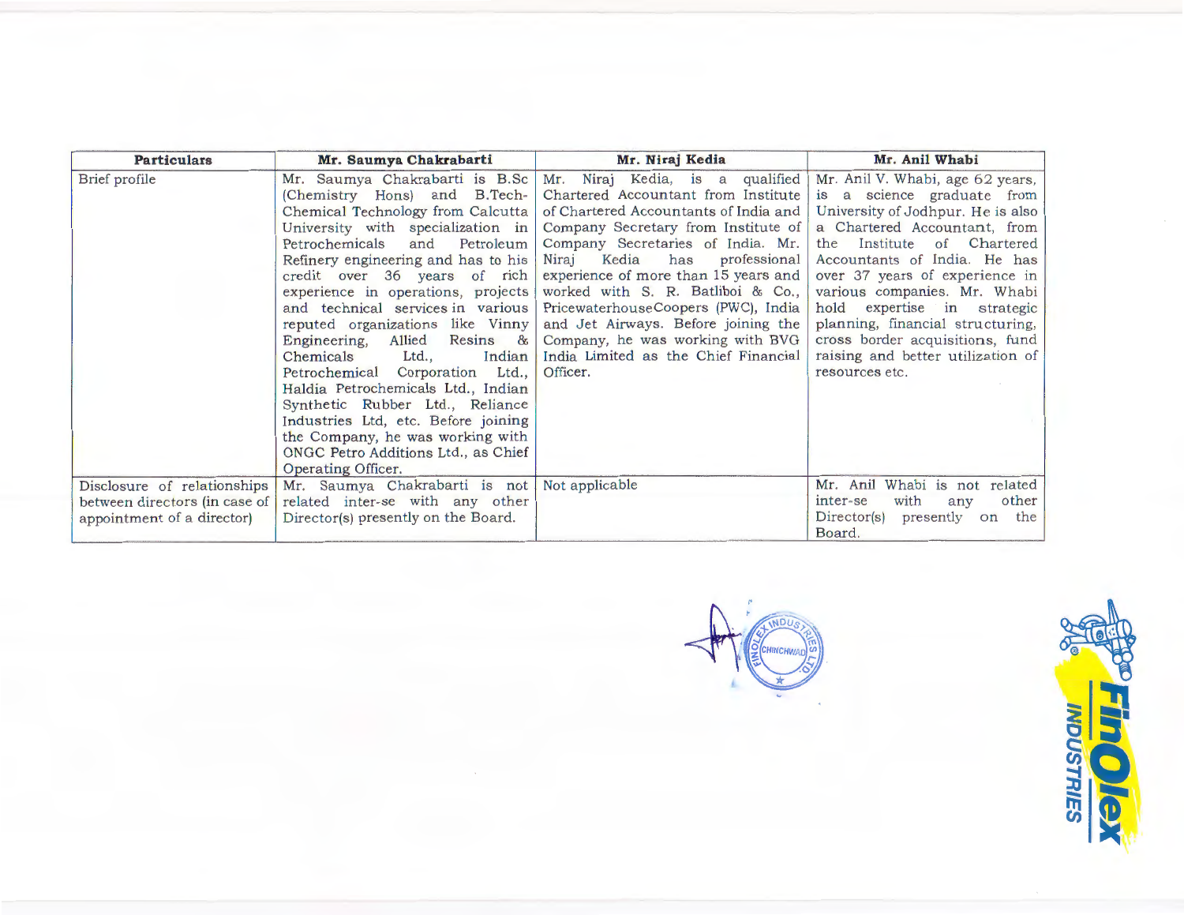| Particulars | Mr. Saumya Chakrabarti | Mr. Niraj Kedia | Mr. Anil Whabi |
| --- | --- | --- | --- |
| Brief profile | Mr. Saumya Chakrabarti is B.Sc (Chemistry Hons) and B.Tech-Chemical Technology from Calcutta University with specialization in Petrochemicals and Petroleum Refinery engineering and has to his credit over 36 years of rich experience in operations, projects and technical services in various reputed organizations like Vinny Engineering, Allied Resins & Chemicals Ltd., Indian Petrochemical Corporation Ltd., Haldia Petrochemicals Ltd., Indian Synthetic Rubber Ltd., Reliance Industries Ltd, etc. Before joining the Company, he was working with ONGC Petro Additions Ltd., as Chief Operating Officer. | Mr. Niraj Kedia, is a qualified Chartered Accountant from Institute of Chartered Accountants of India and Company Secretary from Institute of Company Secretaries of India. Mr. Niraj Kedia has professional experience of more than 15 years and worked with S. R. Batliboi & Co., PricewaterhouseCoopers (PWC), India and Jet Airways. Before joining the Company, he was working with BVG India Limited as the Chief Financial Officer. | Mr. Anil V. Whabi, age 62 years, is a science graduate from University of Jodhpur. He is also a Chartered Accountant, from the Institute of Chartered Accountants of India. He has over 37 years of experience in various companies. Mr. Whabi hold expertise in strategic planning, financial structuring, cross border acquisitions, fund raising and better utilization of resources etc. |
| Disclosure of relationships between directors (in case of appointment of a director) | Mr. Saumya Chakrabarti is not related inter-se with any other Director(s) presently on the Board. | Not applicable | Mr. Anil Whabi is not related inter-se with any other Director(s) presently on the Board. |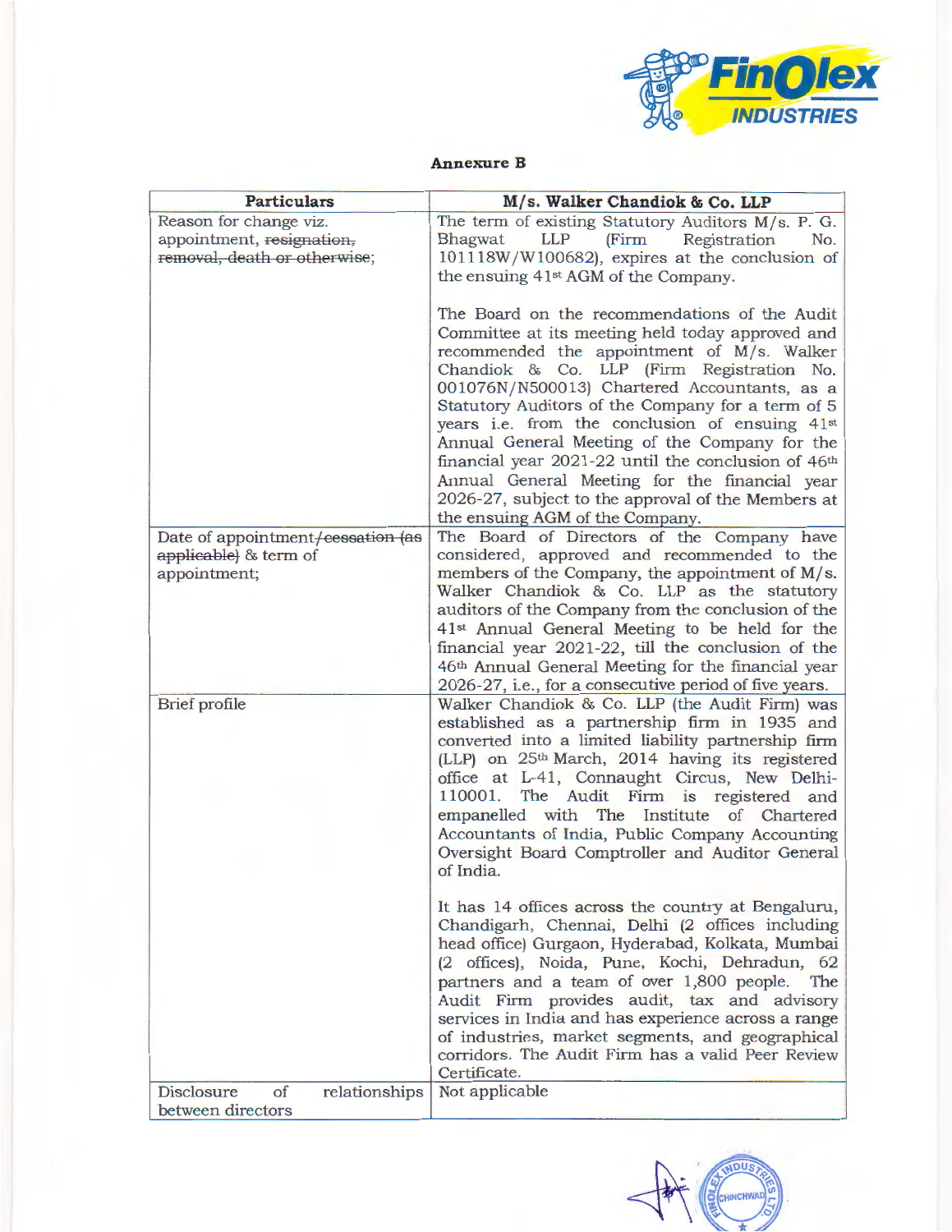**Annexure B**

| Particulars | M/s. Walker Chandiok & Co. LLP |
|---|---|
| Reason for change viz. appointment, ~~resignation, removal, death or otherwise~~; | The term of existing Statutory Auditors M/s. P. G. Bhagwat LLP (Firm Registration No. 101118W/W100682), expires at the conclusion of the ensuing 41st AGM of the Company.<br><br>The Board on the recommendations of the Audit Committee at its meeting held today approved and recommended the appointment of M/s. Walker Chandiok & Co. LLP (Firm Registration No. 001076N/N500013) Chartered Accountants, as a Statutory Auditors of the Company for a term of 5 years i.e. from the conclusion of ensuing 41st Annual General Meeting of the Company for the financial year 2021-22 until the conclusion of 46th Annual General Meeting for the financial year 2026-27, subject to the approval of the Members at the ensuing AGM of the Company. |
| Date of appointment~~/cessation (as applicable)~~ & term of appointment; | The Board of Directors of the Company have considered, approved and recommended to the members of the Company, the appointment of M/s. Walker Chandiok & Co. LLP as the statutory auditors of the Company from the conclusion of the 41st Annual General Meeting to be held for the financial year 2021-22, till the conclusion of the 46th Annual General Meeting for the financial year 2026-27, i.e., for a consecutive period of five years. |
| Brief profile | Walker Chandiok & Co. LLP (the Audit Firm) was established as a partnership firm in 1935 and converted into a limited liability partnership firm (LLP) on 25th March, 2014 having its registered office at L-41, Connaught Circus, New Delhi-110001. The Audit Firm is registered and empanelled with The Institute of Chartered Accountants of India, Public Company Accounting Oversight Board Comptroller and Auditor General of India.<br><br>It has 14 offices across the country at Bengaluru, Chandigarh, Chennai, Delhi (2 offices including head office) Gurgaon, Hyderabad, Kolkata, Mumbai (2 offices), Noida, Pune, Kochi, Dehradun, 62 partners and a team of over 1,800 people. The Audit Firm provides audit, tax and advisory services in India and has experience across a range of industries, market segments, and geographical corridors. The Audit Firm has a valid Peer Review Certificate. |
| Disclosure of relationships between directors | Not applicable |